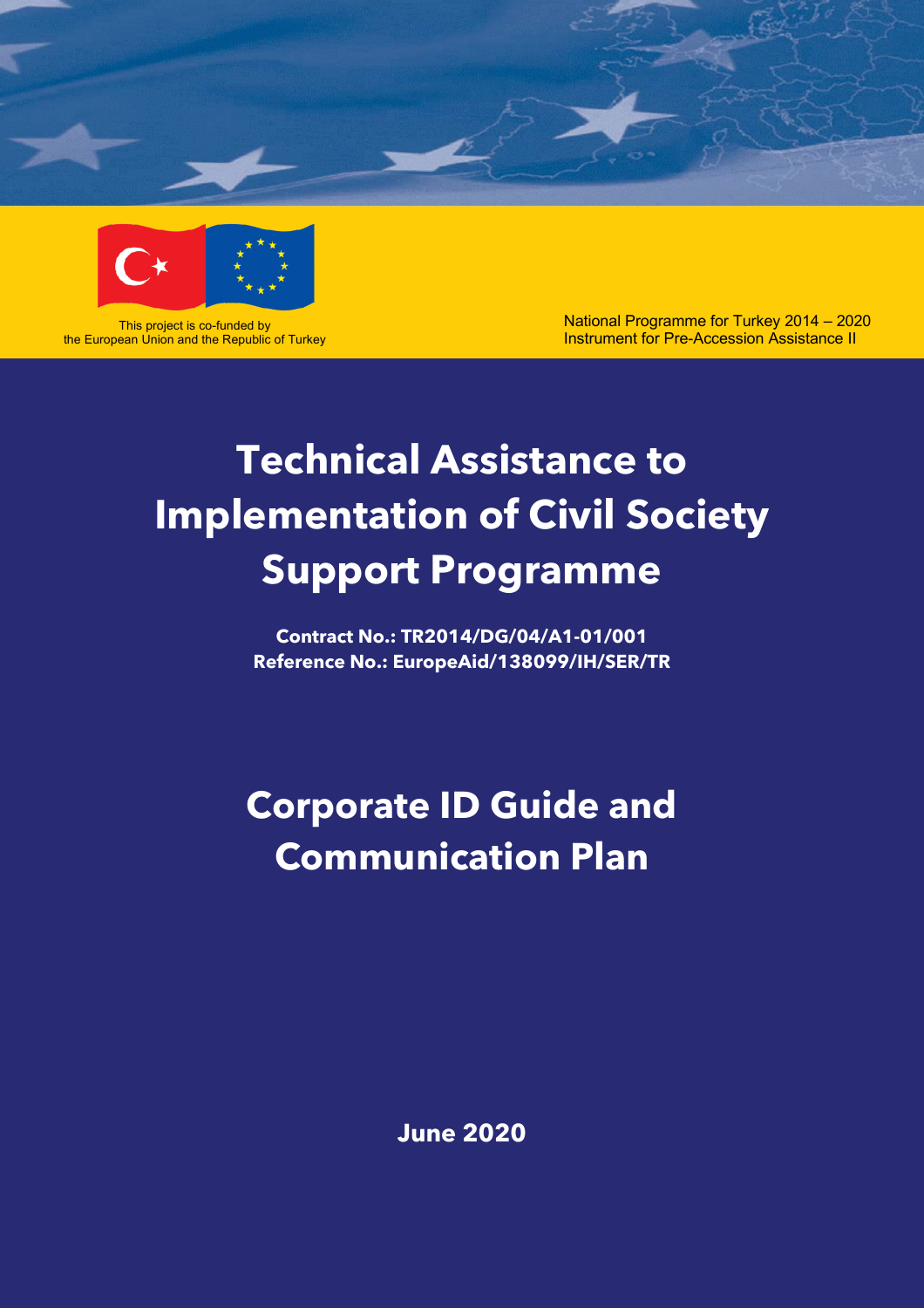This project is co-funded by
the European Union and the Republic of Turkey

National Programme for Turkey 2014 – 2020
Instrument for Pre-Accession Assistance II

# Technical Assistance to Implementation of Civil Society Support Programme

**Contract No.: TR2014/DG/04/A1-01/001**
**Reference No.: EuropeAid/138099/IH/SER/TR**

# Corporate ID Guide and Communication Plan

**June 2020**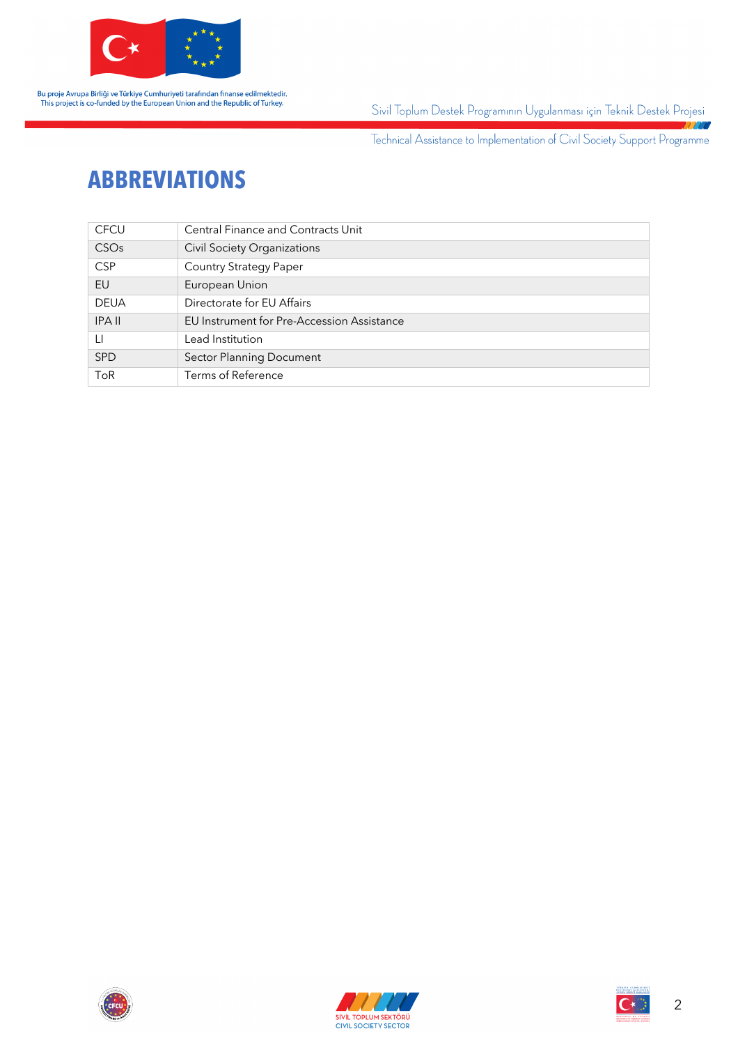# ABBREVIATIONS

| | |
|---|---|
| CFCU | Central Finance and Contracts Unit |
| CSOs | Civil Society Organizations |
| CSP | Country Strategy Paper |
| EU | European Union |
| DEUA | Directorate for EU Affairs |
| IPA II | EU Instrument for Pre-Accession Assistance |
| LI | Lead Institution |
| SPD | Sector Planning Document |
| ToR | Terms of Reference |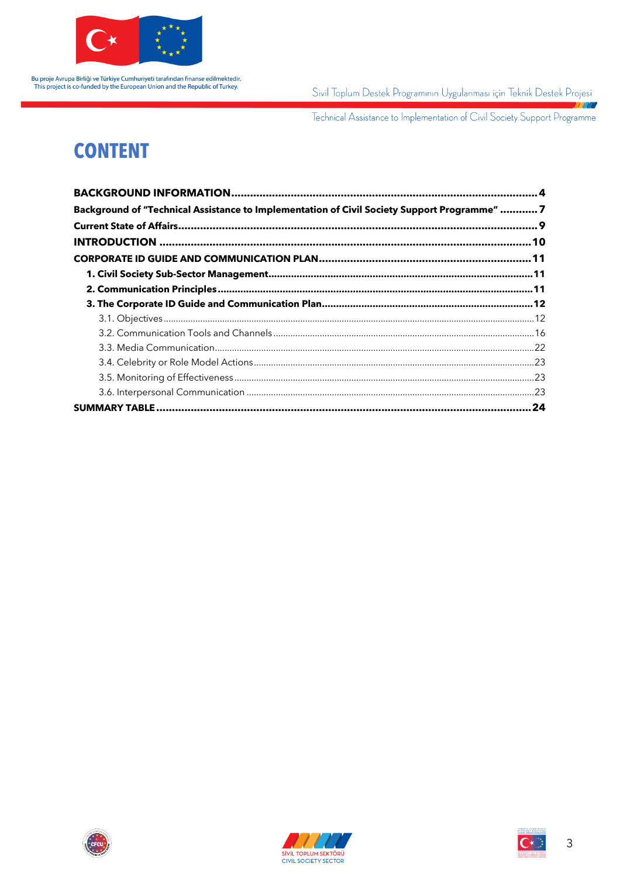# CONTENT

**BACKGROUND INFORMATION** .......... 4
**Background of "Technical Assistance to Implementation of Civil Society Support Programme"** .......... 7
**Current State of Affairs** .......... 9
**INTRODUCTION** .......... 10
**CORPORATE ID GUIDE AND COMMUNICATION PLAN** .......... 11
- **1. Civil Society Sub-Sector Management** .......... 11
- **2. Communication Principles** .......... 11
- **3. The Corporate ID Guide and Communication Plan** .......... 12
  - 3.1. Objectives .......... 12
  - 3.2. Communication Tools and Channels .......... 16
  - 3.3. Media Communication .......... 22
  - 3.4. Celebrity or Role Model Actions .......... 23
  - 3.5. Monitoring of Effectiveness .......... 23
  - 3.6. Interpersonal Communication .......... 23

**SUMMARY TABLE** .......... 24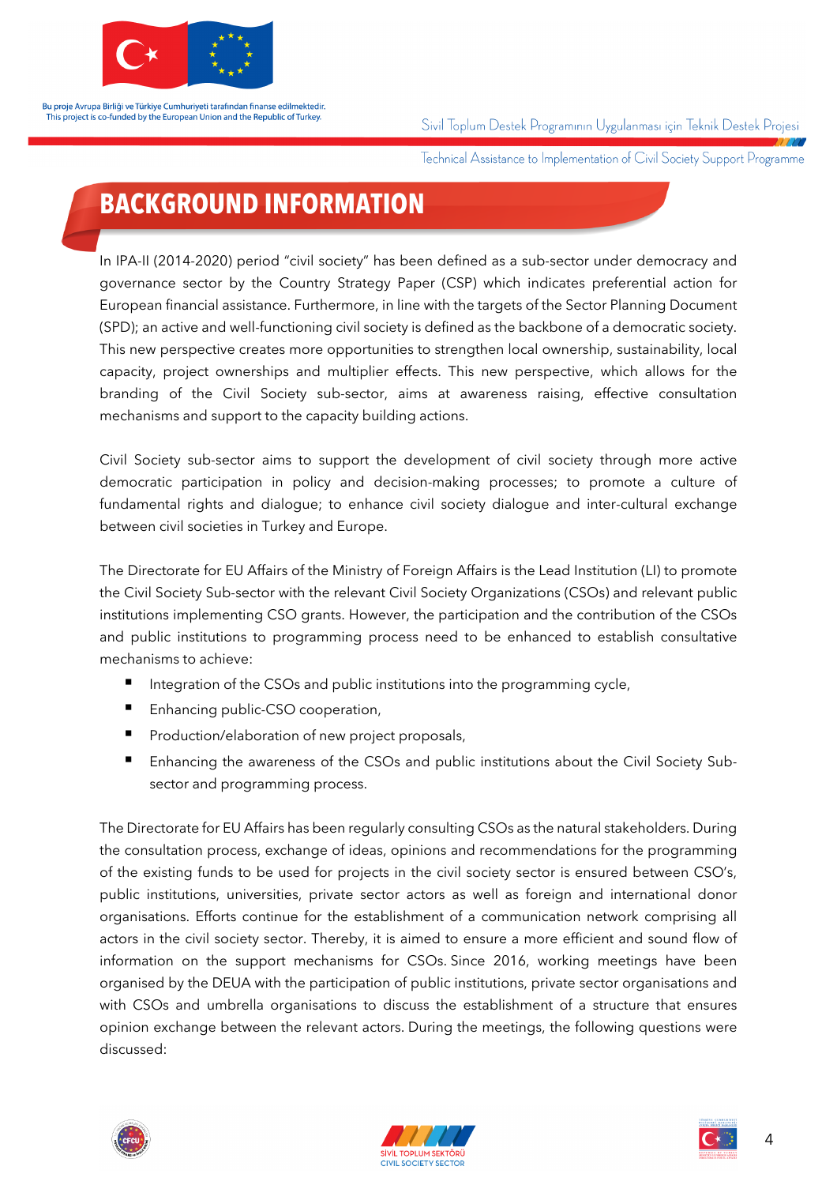# BACKGROUND INFORMATION

In IPA-II (2014-2020) period "civil society" has been defined as a sub-sector under democracy and governance sector by the Country Strategy Paper (CSP) which indicates preferential action for European financial assistance. Furthermore, in line with the targets of the Sector Planning Document (SPD); an active and well-functioning civil society is defined as the backbone of a democratic society. This new perspective creates more opportunities to strengthen local ownership, sustainability, local capacity, project ownerships and multiplier effects. This new perspective, which allows for the branding of the Civil Society sub-sector, aims at awareness raising, effective consultation mechanisms and support to the capacity building actions.

Civil Society sub-sector aims to support the development of civil society through more active democratic participation in policy and decision-making processes; to promote a culture of fundamental rights and dialogue; to enhance civil society dialogue and inter-cultural exchange between civil societies in Turkey and Europe.

The Directorate for EU Affairs of the Ministry of Foreign Affairs is the Lead Institution (LI) to promote the Civil Society Sub-sector with the relevant Civil Society Organizations (CSOs) and relevant public institutions implementing CSO grants. However, the participation and the contribution of the CSOs and public institutions to programming process need to be enhanced to establish consultative mechanisms to achieve:

- Integration of the CSOs and public institutions into the programming cycle,
- Enhancing public-CSO cooperation,
- Production/elaboration of new project proposals,
- Enhancing the awareness of the CSOs and public institutions about the Civil Society Sub-sector and programming process.

The Directorate for EU Affairs has been regularly consulting CSOs as the natural stakeholders. During the consultation process, exchange of ideas, opinions and recommendations for the programming of the existing funds to be used for projects in the civil society sector is ensured between CSO's, public institutions, universities, private sector actors as well as foreign and international donor organisations. Efforts continue for the establishment of a communication network comprising all actors in the civil society sector. Thereby, it is aimed to ensure a more efficient and sound flow of information on the support mechanisms for CSOs. Since 2016, working meetings have been organised by the DEUA with the participation of public institutions, private sector organisations and with CSOs and umbrella organisations to discuss the establishment of a structure that ensures opinion exchange between the relevant actors. During the meetings, the following questions were discussed: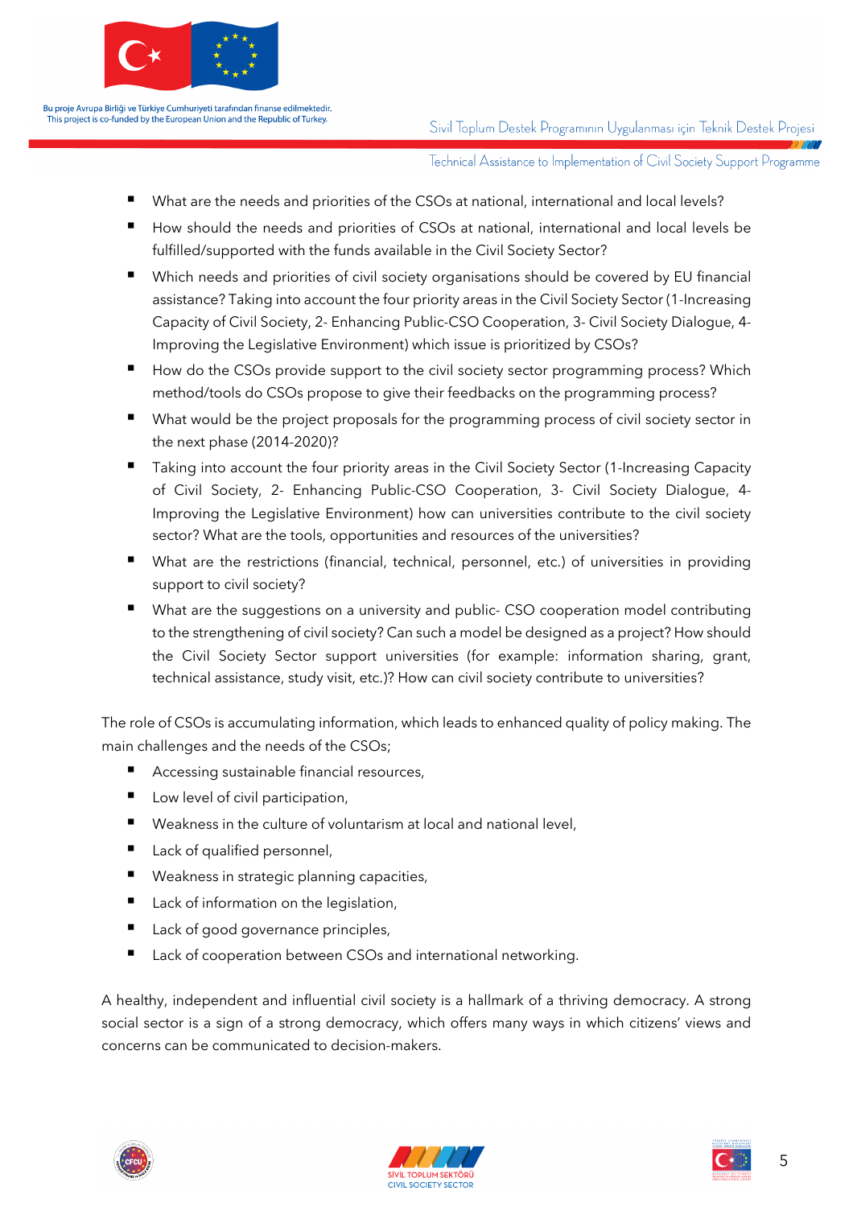- What are the needs and priorities of the CSOs at national, international and local levels?
- How should the needs and priorities of CSOs at national, international and local levels be fulfilled/supported with the funds available in the Civil Society Sector?
- Which needs and priorities of civil society organisations should be covered by EU financial assistance? Taking into account the four priority areas in the Civil Society Sector (1-Increasing Capacity of Civil Society, 2- Enhancing Public-CSO Cooperation, 3- Civil Society Dialogue, 4- Improving the Legislative Environment) which issue is prioritized by CSOs?
- How do the CSOs provide support to the civil society sector programming process? Which method/tools do CSOs propose to give their feedbacks on the programming process?
- What would be the project proposals for the programming process of civil society sector in the next phase (2014-2020)?
- Taking into account the four priority areas in the Civil Society Sector (1-Increasing Capacity of Civil Society, 2- Enhancing Public-CSO Cooperation, 3- Civil Society Dialogue, 4- Improving the Legislative Environment) how can universities contribute to the civil society sector? What are the tools, opportunities and resources of the universities?
- What are the restrictions (financial, technical, personnel, etc.) of universities in providing support to civil society?
- What are the suggestions on a university and public- CSO cooperation model contributing to the strengthening of civil society? Can such a model be designed as a project? How should the Civil Society Sector support universities (for example: information sharing, grant, technical assistance, study visit, etc.)? How can civil society contribute to universities?

The role of CSOs is accumulating information, which leads to enhanced quality of policy making. The main challenges and the needs of the CSOs;

- Accessing sustainable financial resources,
- Low level of civil participation,
- Weakness in the culture of voluntarism at local and national level,
- Lack of qualified personnel,
- Weakness in strategic planning capacities,
- Lack of information on the legislation,
- Lack of good governance principles,
- Lack of cooperation between CSOs and international networking.

A healthy, independent and influential civil society is a hallmark of a thriving democracy. A strong social sector is a sign of a strong democracy, which offers many ways in which citizens' views and concerns can be communicated to decision-makers.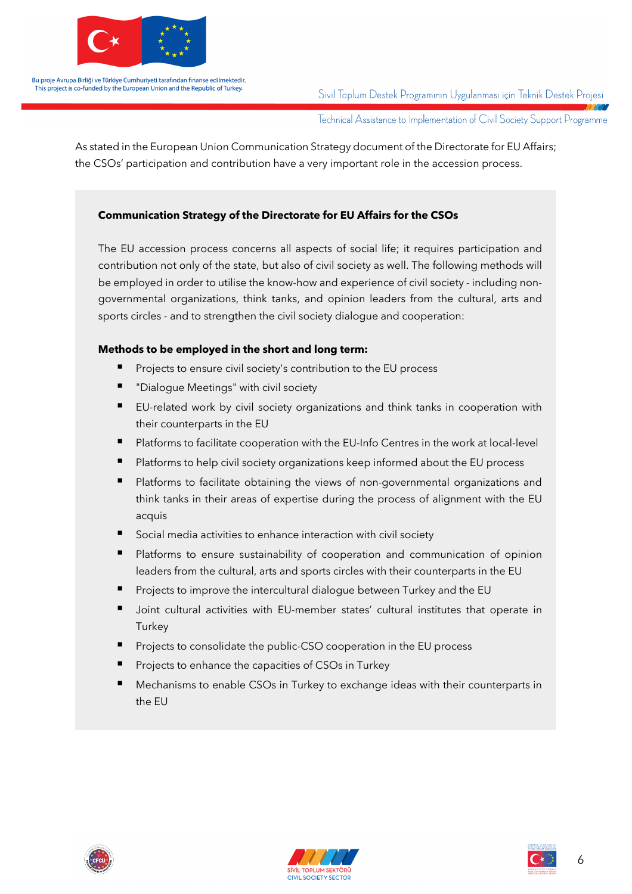As stated in the European Union Communication Strategy document of the Directorate for EU Affairs; the CSOs' participation and contribution have a very important role in the accession process.

**Communication Strategy of the Directorate for EU Affairs for the CSOs**

The EU accession process concerns all aspects of social life; it requires participation and contribution not only of the state, but also of civil society as well. The following methods will be employed in order to utilise the know-how and experience of civil society - including non-governmental organizations, think tanks, and opinion leaders from the cultural, arts and sports circles - and to strengthen the civil society dialogue and cooperation:

**Methods to be employed in the short and long term:**

- Projects to ensure civil society's contribution to the EU process
- "Dialogue Meetings" with civil society
- EU-related work by civil society organizations and think tanks in cooperation with their counterparts in the EU
- Platforms to facilitate cooperation with the EU-Info Centres in the work at local-level
- Platforms to help civil society organizations keep informed about the EU process
- Platforms to facilitate obtaining the views of non-governmental organizations and think tanks in their areas of expertise during the process of alignment with the EU acquis
- Social media activities to enhance interaction with civil society
- Platforms to ensure sustainability of cooperation and communication of opinion leaders from the cultural, arts and sports circles with their counterparts in the EU
- Projects to improve the intercultural dialogue between Turkey and the EU
- Joint cultural activities with EU-member states' cultural institutes that operate in Turkey
- Projects to consolidate the public-CSO cooperation in the EU process
- Projects to enhance the capacities of CSOs in Turkey
- Mechanisms to enable CSOs in Turkey to exchange ideas with their counterparts in the EU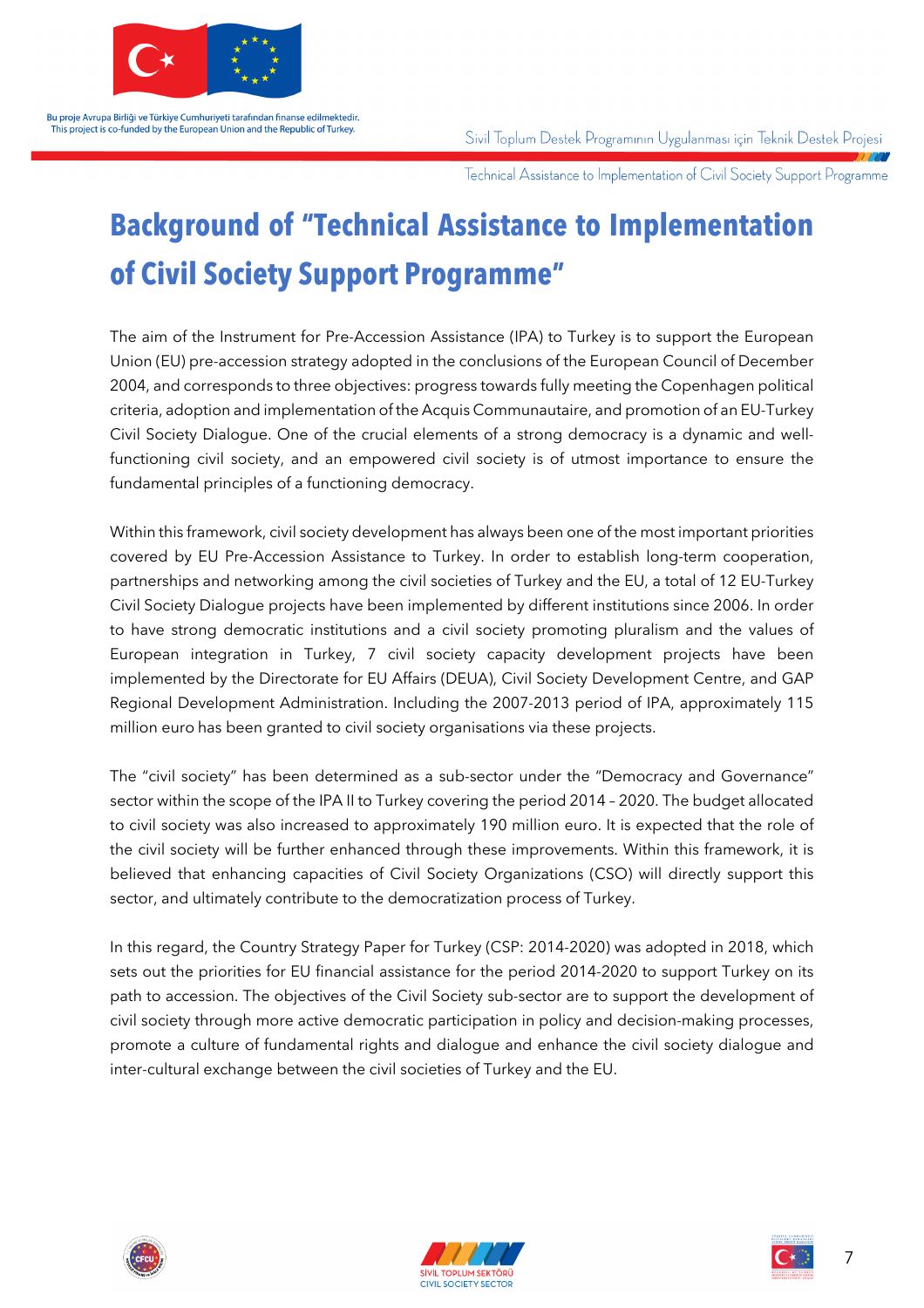# Background of "Technical Assistance to Implementation of Civil Society Support Programme"

The aim of the Instrument for Pre-Accession Assistance (IPA) to Turkey is to support the European Union (EU) pre-accession strategy adopted in the conclusions of the European Council of December 2004, and corresponds to three objectives: progress towards fully meeting the Copenhagen political criteria, adoption and implementation of the Acquis Communautaire, and promotion of an EU-Turkey Civil Society Dialogue. One of the crucial elements of a strong democracy is a dynamic and well-functioning civil society, and an empowered civil society is of utmost importance to ensure the fundamental principles of a functioning democracy.

Within this framework, civil society development has always been one of the most important priorities covered by EU Pre-Accession Assistance to Turkey. In order to establish long-term cooperation, partnerships and networking among the civil societies of Turkey and the EU, a total of 12 EU-Turkey Civil Society Dialogue projects have been implemented by different institutions since 2006. In order to have strong democratic institutions and a civil society promoting pluralism and the values of European integration in Turkey, 7 civil society capacity development projects have been implemented by the Directorate for EU Affairs (DEUA), Civil Society Development Centre, and GAP Regional Development Administration. Including the 2007-2013 period of IPA, approximately 115 million euro has been granted to civil society organisations via these projects.

The "civil society" has been determined as a sub-sector under the "Democracy and Governance" sector within the scope of the IPA II to Turkey covering the period 2014 – 2020. The budget allocated to civil society was also increased to approximately 190 million euro. It is expected that the role of the civil society will be further enhanced through these improvements. Within this framework, it is believed that enhancing capacities of Civil Society Organizations (CSO) will directly support this sector, and ultimately contribute to the democratization process of Turkey.

In this regard, the Country Strategy Paper for Turkey (CSP: 2014-2020) was adopted in 2018, which sets out the priorities for EU financial assistance for the period 2014-2020 to support Turkey on its path to accession. The objectives of the Civil Society sub-sector are to support the development of civil society through more active democratic participation in policy and decision-making processes, promote a culture of fundamental rights and dialogue and enhance the civil society dialogue and inter-cultural exchange between the civil societies of Turkey and the EU.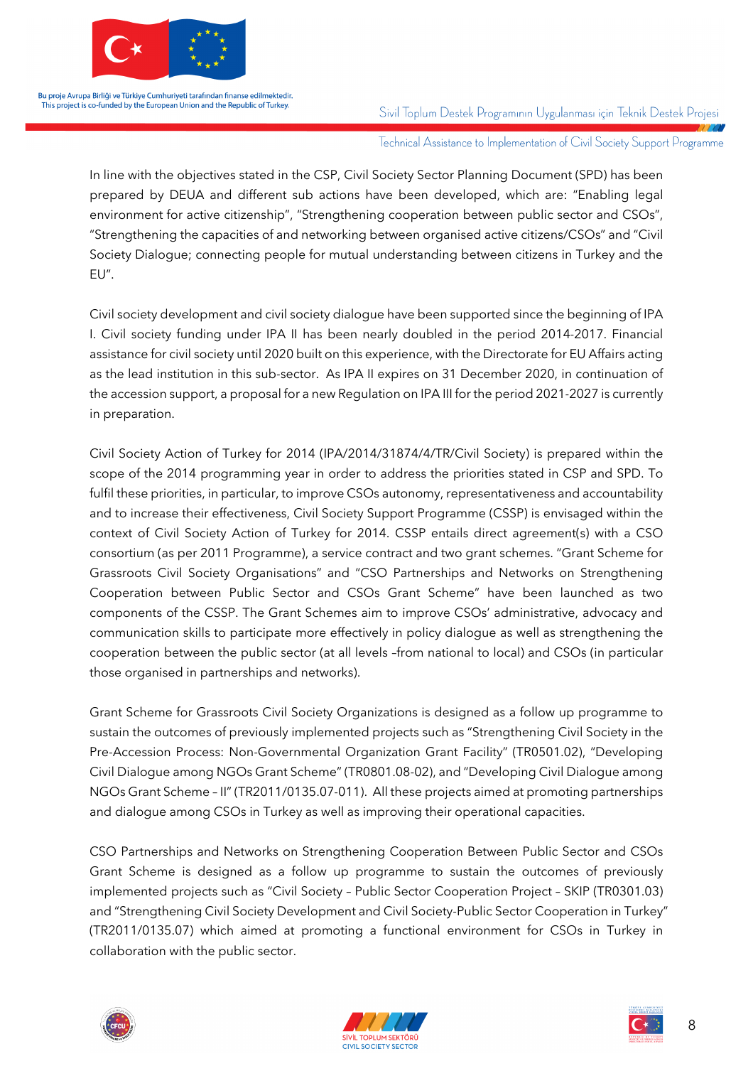In line with the objectives stated in the CSP, Civil Society Sector Planning Document (SPD) has been prepared by DEUA and different sub actions have been developed, which are: "Enabling legal environment for active citizenship", "Strengthening cooperation between public sector and CSOs", "Strengthening the capacities of and networking between organised active citizens/CSOs" and "Civil Society Dialogue; connecting people for mutual understanding between citizens in Turkey and the EU".

Civil society development and civil society dialogue have been supported since the beginning of IPA I. Civil society funding under IPA II has been nearly doubled in the period 2014-2017. Financial assistance for civil society until 2020 built on this experience, with the Directorate for EU Affairs acting as the lead institution in this sub-sector. As IPA II expires on 31 December 2020, in continuation of the accession support, a proposal for a new Regulation on IPA III for the period 2021-2027 is currently in preparation.

Civil Society Action of Turkey for 2014 (IPA/2014/31874/4/TR/Civil Society) is prepared within the scope of the 2014 programming year in order to address the priorities stated in CSP and SPD. To fulfil these priorities, in particular, to improve CSOs autonomy, representativeness and accountability and to increase their effectiveness, Civil Society Support Programme (CSSP) is envisaged within the context of Civil Society Action of Turkey for 2014. CSSP entails direct agreement(s) with a CSO consortium (as per 2011 Programme), a service contract and two grant schemes. "Grant Scheme for Grassroots Civil Society Organisations" and "CSO Partnerships and Networks on Strengthening Cooperation between Public Sector and CSOs Grant Scheme" have been launched as two components of the CSSP. The Grant Schemes aim to improve CSOs' administrative, advocacy and communication skills to participate more effectively in policy dialogue as well as strengthening the cooperation between the public sector (at all levels –from national to local) and CSOs (in particular those organised in partnerships and networks).

Grant Scheme for Grassroots Civil Society Organizations is designed as a follow up programme to sustain the outcomes of previously implemented projects such as "Strengthening Civil Society in the Pre-Accession Process: Non-Governmental Organization Grant Facility" (TR0501.02), "Developing Civil Dialogue among NGOs Grant Scheme" (TR0801.08-02), and "Developing Civil Dialogue among NGOs Grant Scheme – II" (TR2011/0135.07-011). All these projects aimed at promoting partnerships and dialogue among CSOs in Turkey as well as improving their operational capacities.

CSO Partnerships and Networks on Strengthening Cooperation Between Public Sector and CSOs Grant Scheme is designed as a follow up programme to sustain the outcomes of previously implemented projects such as "Civil Society – Public Sector Cooperation Project – SKIP (TR0301.03) and "Strengthening Civil Society Development and Civil Society-Public Sector Cooperation in Turkey" (TR2011/0135.07) which aimed at promoting a functional environment for CSOs in Turkey in collaboration with the public sector.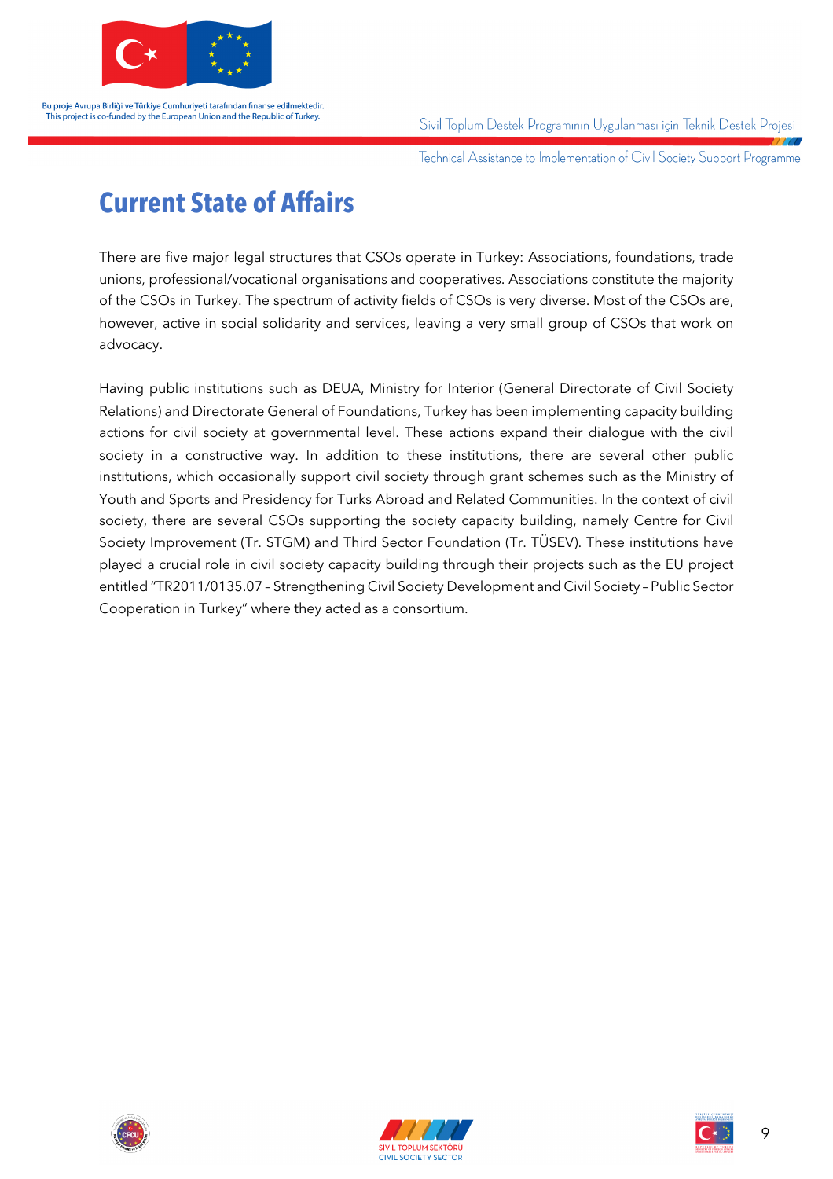# Current State of Affairs

There are five major legal structures that CSOs operate in Turkey: Associations, foundations, trade unions, professional/vocational organisations and cooperatives. Associations constitute the majority of the CSOs in Turkey. The spectrum of activity fields of CSOs is very diverse. Most of the CSOs are, however, active in social solidarity and services, leaving a very small group of CSOs that work on advocacy.

Having public institutions such as DEUA, Ministry for Interior (General Directorate of Civil Society Relations) and Directorate General of Foundations, Turkey has been implementing capacity building actions for civil society at governmental level. These actions expand their dialogue with the civil society in a constructive way. In addition to these institutions, there are several other public institutions, which occasionally support civil society through grant schemes such as the Ministry of Youth and Sports and Presidency for Turks Abroad and Related Communities. In the context of civil society, there are several CSOs supporting the society capacity building, namely Centre for Civil Society Improvement (Tr. STGM) and Third Sector Foundation (Tr. TÜSEV). These institutions have played a crucial role in civil society capacity building through their projects such as the EU project entitled "TR2011/0135.07 – Strengthening Civil Society Development and Civil Society – Public Sector Cooperation in Turkey" where they acted as a consortium.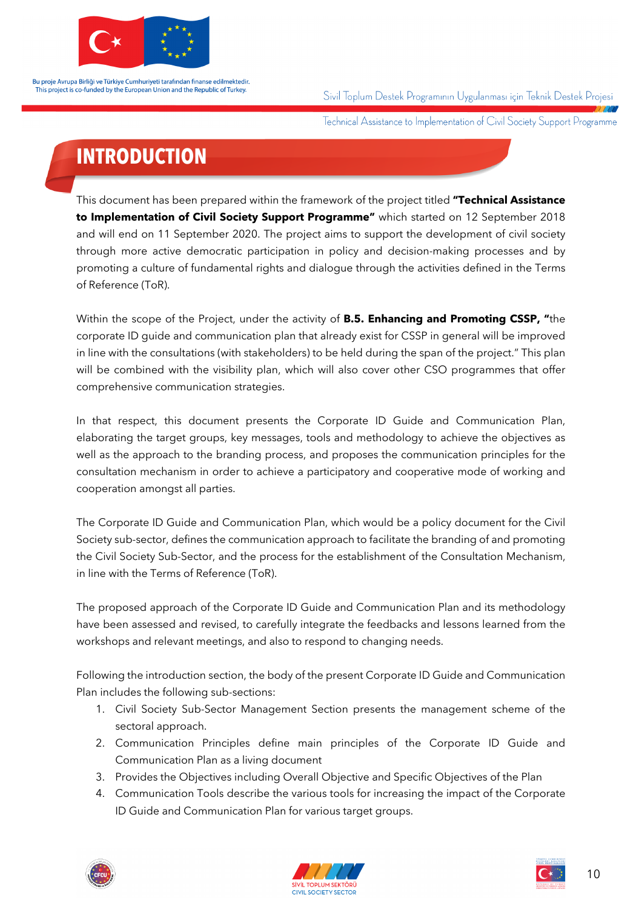# INTRODUCTION

This document has been prepared within the framework of the project titled **"Technical Assistance to Implementation of Civil Society Support Programme"** which started on 12 September 2018 and will end on 11 September 2020. The project aims to support the development of civil society through more active democratic participation in policy and decision-making processes and by promoting a culture of fundamental rights and dialogue through the activities defined in the Terms of Reference (ToR).

Within the scope of the Project, under the activity of **B.5. Enhancing and Promoting CSSP, "**the corporate ID guide and communication plan that already exist for CSSP in general will be improved in line with the consultations (with stakeholders) to be held during the span of the project." This plan will be combined with the visibility plan, which will also cover other CSO programmes that offer comprehensive communication strategies.

In that respect, this document presents the Corporate ID Guide and Communication Plan, elaborating the target groups, key messages, tools and methodology to achieve the objectives as well as the approach to the branding process, and proposes the communication principles for the consultation mechanism in order to achieve a participatory and cooperative mode of working and cooperation amongst all parties.

The Corporate ID Guide and Communication Plan, which would be a policy document for the Civil Society sub-sector, defines the communication approach to facilitate the branding of and promoting the Civil Society Sub-Sector, and the process for the establishment of the Consultation Mechanism, in line with the Terms of Reference (ToR).

The proposed approach of the Corporate ID Guide and Communication Plan and its methodology have been assessed and revised, to carefully integrate the feedbacks and lessons learned from the workshops and relevant meetings, and also to respond to changing needs.

Following the introduction section, the body of the present Corporate ID Guide and Communication Plan includes the following sub-sections:

1. Civil Society Sub-Sector Management Section presents the management scheme of the sectoral approach.
2. Communication Principles define main principles of the Corporate ID Guide and Communication Plan as a living document
3. Provides the Objectives including Overall Objective and Specific Objectives of the Plan
4. Communication Tools describe the various tools for increasing the impact of the Corporate ID Guide and Communication Plan for various target groups.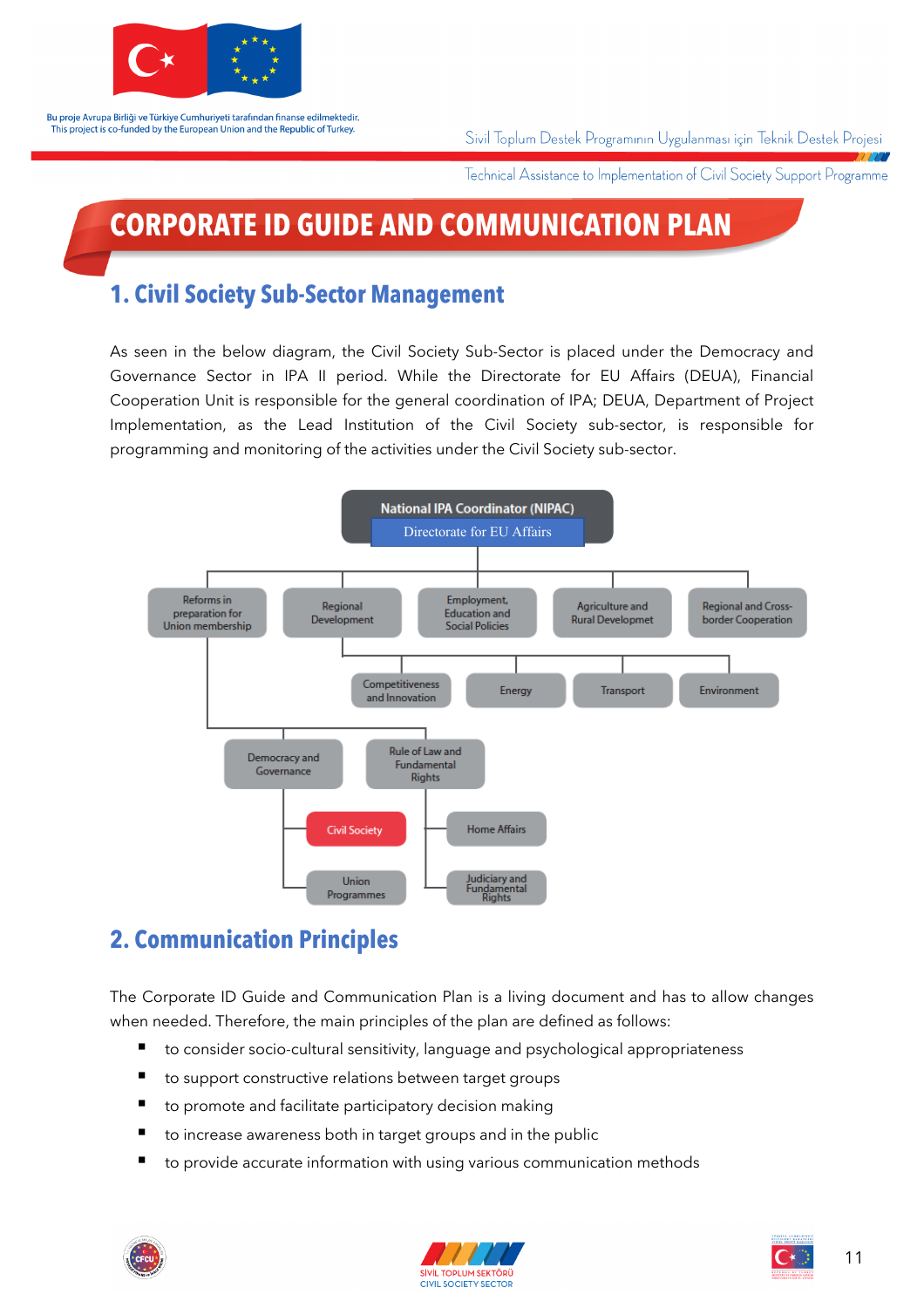# CORPORATE ID GUIDE AND COMMUNICATION PLAN

## 1. Civil Society Sub-Sector Management

As seen in the below diagram, the Civil Society Sub-Sector is placed under the Democracy and Governance Sector in IPA II period. While the Directorate for EU Affairs (DEUA), Financial Cooperation Unit is responsible for the general coordination of IPA; DEUA, Department of Project Implementation, as the Lead Institution of the Civil Society sub-sector, is responsible for programming and monitoring of the activities under the Civil Society sub-sector.

National IPA Coordinator (NIPAC)
Directorate for EU Affairs

- Reforms in preparation for Union membership
- Regional Development
  - Competitiveness and Innovation
  - Energy
  - Transport
  - Environment
- Employment, Education and Social Policies
- Agriculture and Rural Developmet
- Regional and Cross-border Cooperation
- Democracy and Governance
  - Civil Society
  - Union Programmes
- Rule of Law and Fundamental Rights
  - Home Affairs
  - Judiciary and Fundamental Rights

## 2. Communication Principles

The Corporate ID Guide and Communication Plan is a living document and has to allow changes when needed. Therefore, the main principles of the plan are defined as follows:

- to consider socio-cultural sensitivity, language and psychological appropriateness
- to support constructive relations between target groups
- to promote and facilitate participatory decision making
- to increase awareness both in target groups and in the public
- to provide accurate information with using various communication methods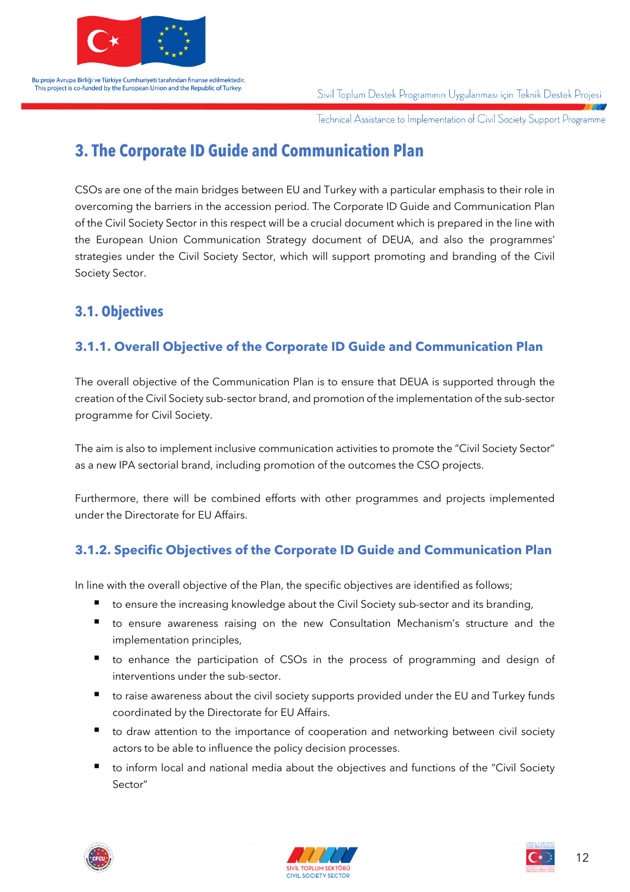# 3. The Corporate ID Guide and Communication Plan

CSOs are one of the main bridges between EU and Turkey with a particular emphasis to their role in overcoming the barriers in the accession period. The Corporate ID Guide and Communication Plan of the Civil Society Sector in this respect will be a crucial document which is prepared in the line with the European Union Communication Strategy document of DEUA, and also the programmes' strategies under the Civil Society Sector, which will support promoting and branding of the Civil Society Sector.

## 3.1. Objectives

### 3.1.1. Overall Objective of the Corporate ID Guide and Communication Plan

The overall objective of the Communication Plan is to ensure that DEUA is supported through the creation of the Civil Society sub-sector brand, and promotion of the implementation of the sub-sector programme for Civil Society.

The aim is also to implement inclusive communication activities to promote the "Civil Society Sector" as a new IPA sectorial brand, including promotion of the outcomes the CSO projects.

Furthermore, there will be combined efforts with other programmes and projects implemented under the Directorate for EU Affairs.

### 3.1.2. Specific Objectives of the Corporate ID Guide and Communication Plan

In line with the overall objective of the Plan, the specific objectives are identified as follows;

- to ensure the increasing knowledge about the Civil Society sub-sector and its branding,
- to ensure awareness raising on the new Consultation Mechanism's structure and the implementation principles,
- to enhance the participation of CSOs in the process of programming and design of interventions under the sub-sector.
- to raise awareness about the civil society supports provided under the EU and Turkey funds coordinated by the Directorate for EU Affairs.
- to draw attention to the importance of cooperation and networking between civil society actors to be able to influence the policy decision processes.
- to inform local and national media about the objectives and functions of the "Civil Society Sector"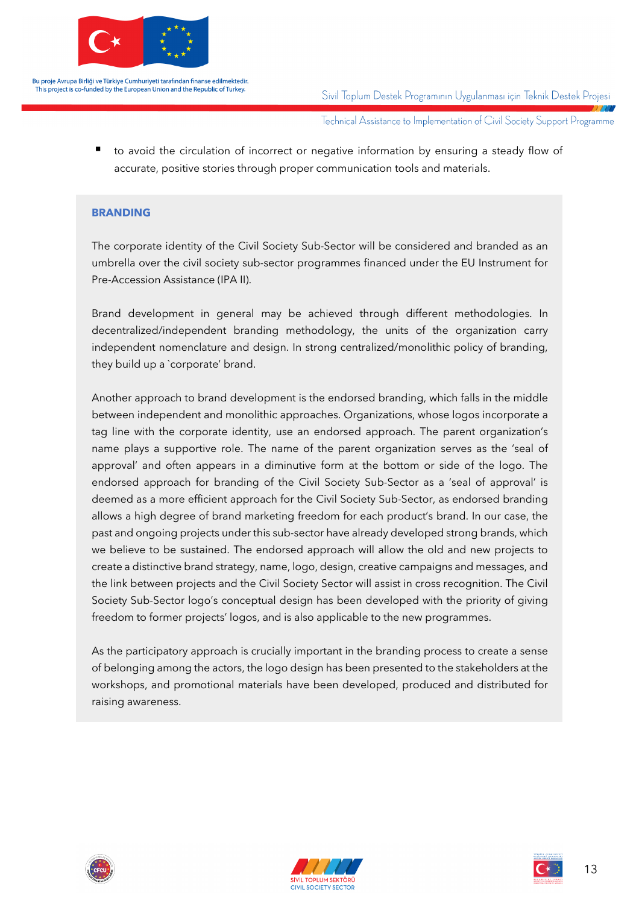- to avoid the circulation of incorrect or negative information by ensuring a steady flow of accurate, positive stories through proper communication tools and materials.

## BRANDING

The corporate identity of the Civil Society Sub-Sector will be considered and branded as an umbrella over the civil society sub-sector programmes financed under the EU Instrument for Pre-Accession Assistance (IPA II).

Brand development in general may be achieved through different methodologies. In decentralized/independent branding methodology, the units of the organization carry independent nomenclature and design. In strong centralized/monolithic policy of branding, they build up a `corporate' brand.

Another approach to brand development is the endorsed branding, which falls in the middle between independent and monolithic approaches. Organizations, whose logos incorporate a tag line with the corporate identity, use an endorsed approach. The parent organization's name plays a supportive role. The name of the parent organization serves as the 'seal of approval' and often appears in a diminutive form at the bottom or side of the logo. The endorsed approach for branding of the Civil Society Sub-Sector as a 'seal of approval' is deemed as a more efficient approach for the Civil Society Sub-Sector, as endorsed branding allows a high degree of brand marketing freedom for each product's brand. In our case, the past and ongoing projects under this sub-sector have already developed strong brands, which we believe to be sustained. The endorsed approach will allow the old and new projects to create a distinctive brand strategy, name, logo, design, creative campaigns and messages, and the link between projects and the Civil Society Sector will assist in cross recognition. The Civil Society Sub-Sector logo's conceptual design has been developed with the priority of giving freedom to former projects' logos, and is also applicable to the new programmes.

As the participatory approach is crucially important in the branding process to create a sense of belonging among the actors, the logo design has been presented to the stakeholders at the workshops, and promotional materials have been developed, produced and distributed for raising awareness.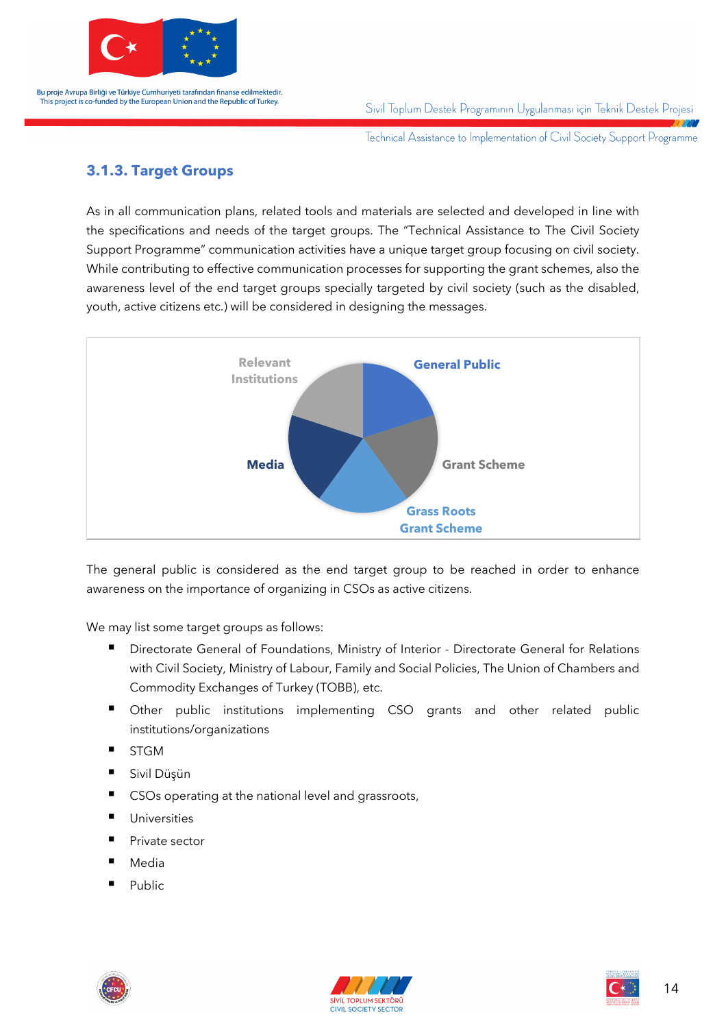### 3.1.3. Target Groups

As in all communication plans, related tools and materials are selected and developed in line with the specifications and needs of the target groups. The "Technical Assistance to The Civil Society Support Programme" communication activities have a unique target group focusing on civil society. While contributing to effective communication processes for supporting the grant schemes, also the awareness level of the end target groups specially targeted by civil society (such as the disabled, youth, active citizens etc.) will be considered in designing the messages.

Relevant Institutions

General Public

Media

Grant Scheme

Grass Roots Grant Scheme

The general public is considered as the end target group to be reached in order to enhance awareness on the importance of organizing in CSOs as active citizens.

We may list some target groups as follows:

- Directorate General of Foundations, Ministry of Interior - Directorate General for Relations with Civil Society, Ministry of Labour, Family and Social Policies, The Union of Chambers and Commodity Exchanges of Turkey (TOBB), etc.
- Other public institutions implementing CSO grants and other related public institutions/organizations
- STGM
- Sivil Düşün
- CSOs operating at the national level and grassroots,
- Universities
- Private sector
- Media
- Public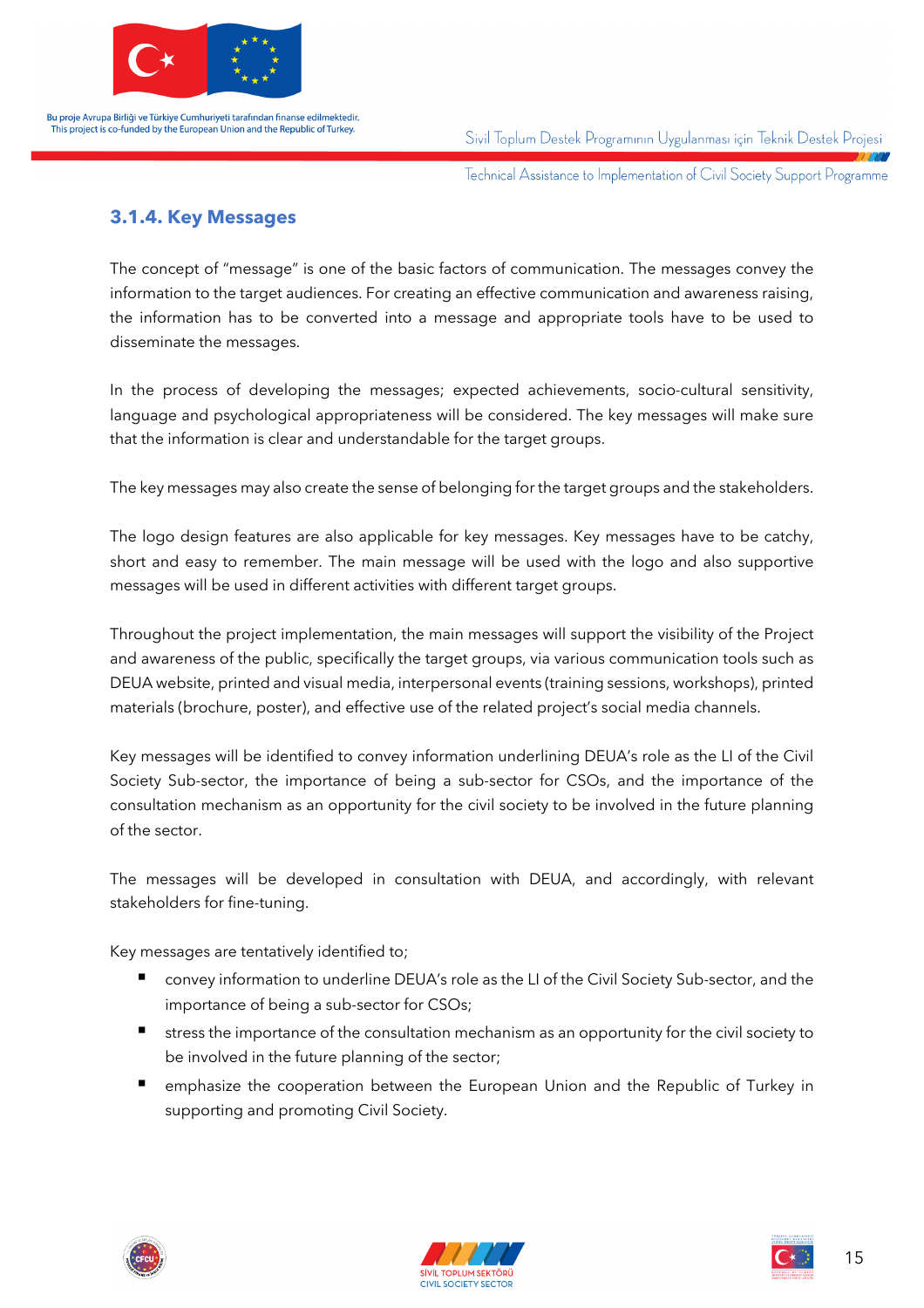### 3.1.4. Key Messages

The concept of "message" is one of the basic factors of communication. The messages convey the information to the target audiences. For creating an effective communication and awareness raising, the information has to be converted into a message and appropriate tools have to be used to disseminate the messages.

In the process of developing the messages; expected achievements, socio-cultural sensitivity, language and psychological appropriateness will be considered. The key messages will make sure that the information is clear and understandable for the target groups.

The key messages may also create the sense of belonging for the target groups and the stakeholders.

The logo design features are also applicable for key messages. Key messages have to be catchy, short and easy to remember. The main message will be used with the logo and also supportive messages will be used in different activities with different target groups.

Throughout the project implementation, the main messages will support the visibility of the Project and awareness of the public, specifically the target groups, via various communication tools such as DEUA website, printed and visual media, interpersonal events (training sessions, workshops), printed materials (brochure, poster), and effective use of the related project's social media channels.

Key messages will be identified to convey information underlining DEUA's role as the LI of the Civil Society Sub-sector, the importance of being a sub-sector for CSOs, and the importance of the consultation mechanism as an opportunity for the civil society to be involved in the future planning of the sector.

The messages will be developed in consultation with DEUA, and accordingly, with relevant stakeholders for fine-tuning.

Key messages are tentatively identified to;

- convey information to underline DEUA's role as the LI of the Civil Society Sub-sector, and the importance of being a sub-sector for CSOs;
- stress the importance of the consultation mechanism as an opportunity for the civil society to be involved in the future planning of the sector;
- emphasize the cooperation between the European Union and the Republic of Turkey in supporting and promoting Civil Society.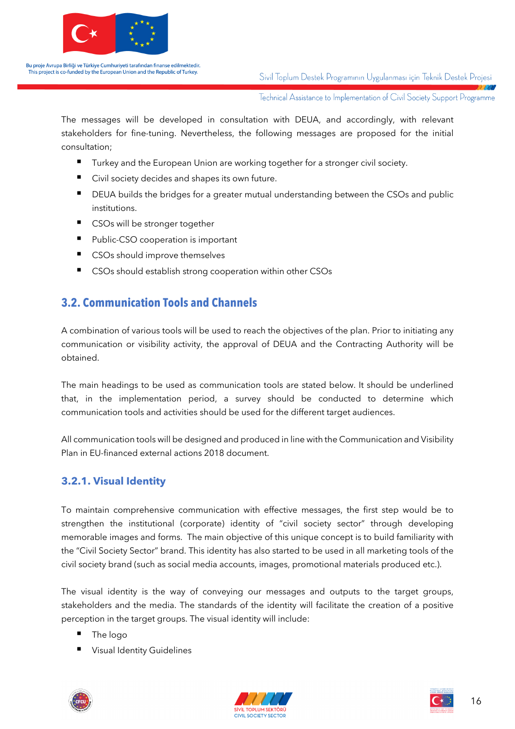The messages will be developed in consultation with DEUA, and accordingly, with relevant stakeholders for fine-tuning. Nevertheless, the following messages are proposed for the initial consultation;

- Turkey and the European Union are working together for a stronger civil society.
- Civil society decides and shapes its own future.
- DEUA builds the bridges for a greater mutual understanding between the CSOs and public institutions.
- CSOs will be stronger together
- Public-CSO cooperation is important
- CSOs should improve themselves
- CSOs should establish strong cooperation within other CSOs

## 3.2. Communication Tools and Channels

A combination of various tools will be used to reach the objectives of the plan. Prior to initiating any communication or visibility activity, the approval of DEUA and the Contracting Authority will be obtained.

The main headings to be used as communication tools are stated below. It should be underlined that, in the implementation period, a survey should be conducted to determine which communication tools and activities should be used for the different target audiences.

All communication tools will be designed and produced in line with the Communication and Visibility Plan in EU-financed external actions 2018 document.

### 3.2.1. Visual Identity

To maintain comprehensive communication with effective messages, the first step would be to strengthen the institutional (corporate) identity of "civil society sector" through developing memorable images and forms. The main objective of this unique concept is to build familiarity with the "Civil Society Sector" brand. This identity has also started to be used in all marketing tools of the civil society brand (such as social media accounts, images, promotional materials produced etc.).

The visual identity is the way of conveying our messages and outputs to the target groups, stakeholders and the media. The standards of the identity will facilitate the creation of a positive perception in the target groups. The visual identity will include:

- The logo
- Visual Identity Guidelines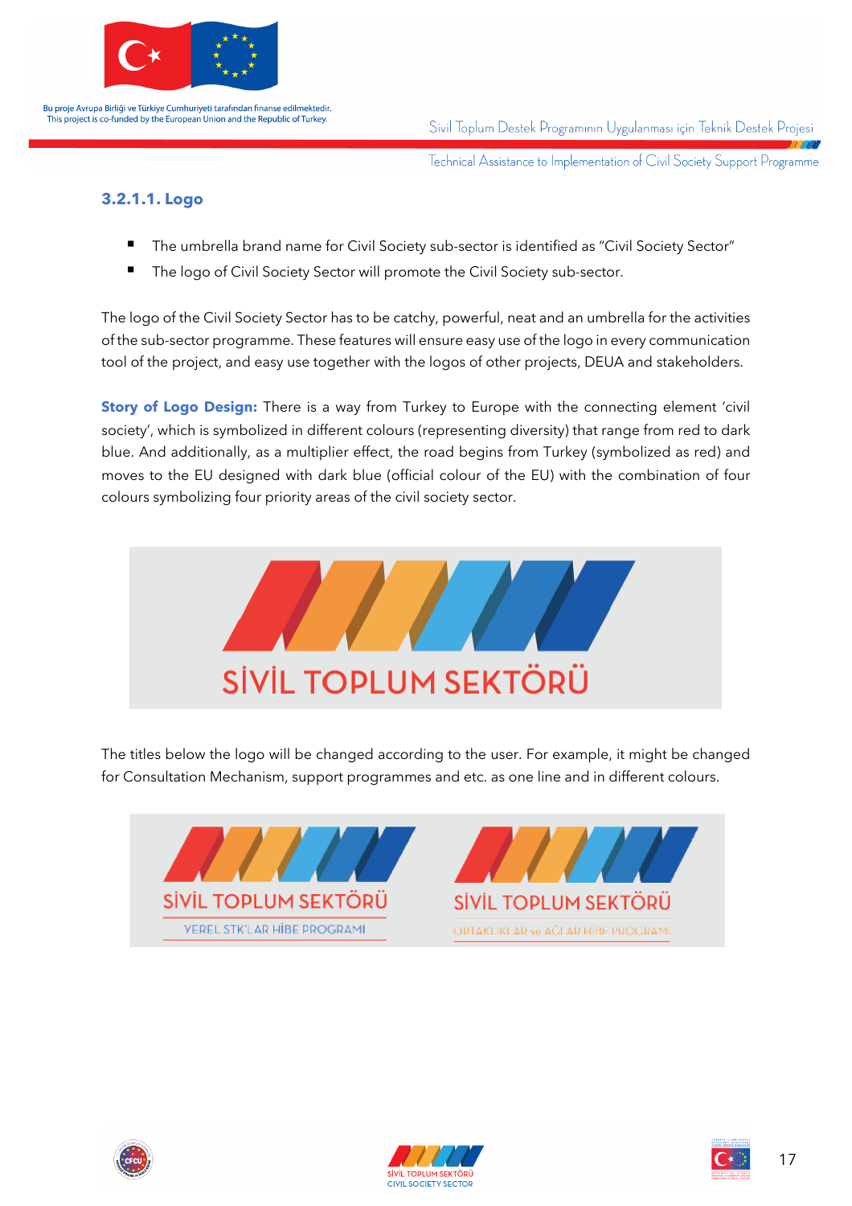### 3.2.1.1. Logo

- The umbrella brand name for Civil Society sub-sector is identified as "Civil Society Sector"
- The logo of Civil Society Sector will promote the Civil Society sub-sector.

The logo of the Civil Society Sector has to be catchy, powerful, neat and an umbrella for the activities of the sub-sector programme. These features will ensure easy use of the logo in every communication tool of the project, and easy use together with the logos of other projects, DEUA and stakeholders.

**Story of Logo Design:** There is a way from Turkey to Europe with the connecting element 'civil society', which is symbolized in different colours (representing diversity) that range from red to dark blue. And additionally, as a multiplier effect, the road begins from Turkey (symbolized as red) and moves to the EU designed with dark blue (official colour of the EU) with the combination of four colours symbolizing four priority areas of the civil society sector.

SİVİL TOPLUM SEKTÖRÜ

The titles below the logo will be changed according to the user. For example, it might be changed for Consultation Mechanism, support programmes and etc. as one line and in different colours.

SİVİL TOPLUM SEKTÖRÜ
YEREL STK'LAR HİBE PROGRAMI

SİVİL TOPLUM SEKTÖRÜ
ORTAKLIKLAR ve AĞLAR HİBE PROGRAMI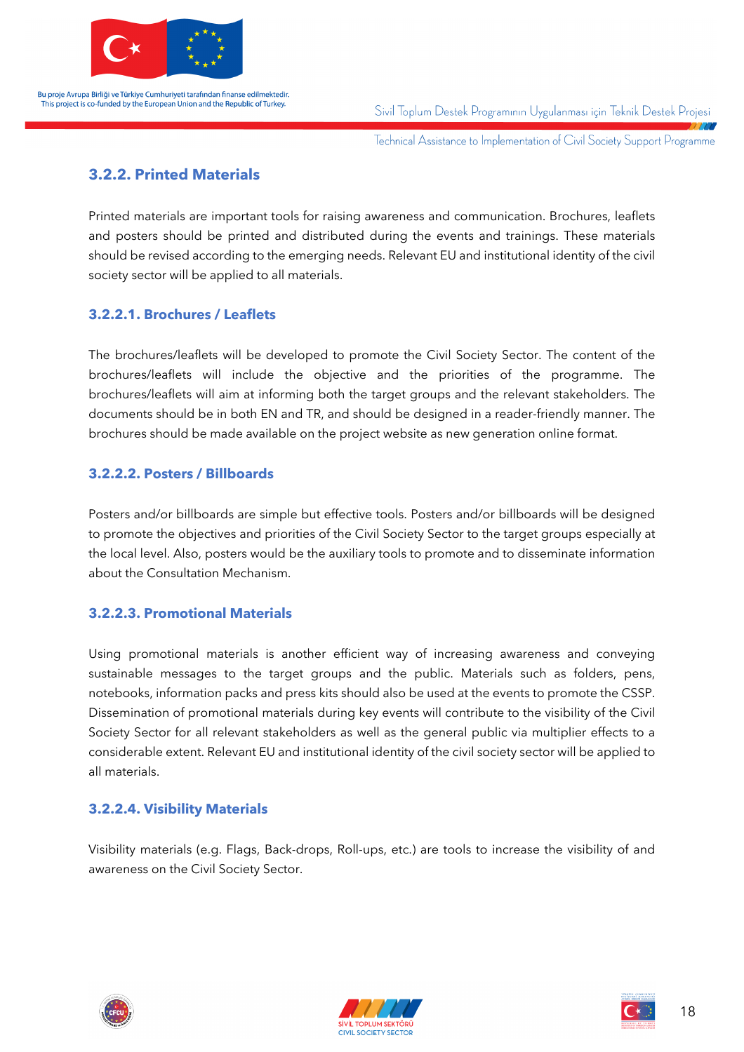### 3.2.2. Printed Materials

Printed materials are important tools for raising awareness and communication. Brochures, leaflets and posters should be printed and distributed during the events and trainings. These materials should be revised according to the emerging needs. Relevant EU and institutional identity of the civil society sector will be applied to all materials.

#### 3.2.2.1. Brochures / Leaflets

The brochures/leaflets will be developed to promote the Civil Society Sector. The content of the brochures/leaflets will include the objective and the priorities of the programme. The brochures/leaflets will aim at informing both the target groups and the relevant stakeholders. The documents should be in both EN and TR, and should be designed in a reader-friendly manner. The brochures should be made available on the project website as new generation online format.

#### 3.2.2.2. Posters / Billboards

Posters and/or billboards are simple but effective tools. Posters and/or billboards will be designed to promote the objectives and priorities of the Civil Society Sector to the target groups especially at the local level. Also, posters would be the auxiliary tools to promote and to disseminate information about the Consultation Mechanism.

#### 3.2.2.3. Promotional Materials

Using promotional materials is another efficient way of increasing awareness and conveying sustainable messages to the target groups and the public. Materials such as folders, pens, notebooks, information packs and press kits should also be used at the events to promote the CSSP. Dissemination of promotional materials during key events will contribute to the visibility of the Civil Society Sector for all relevant stakeholders as well as the general public via multiplier effects to a considerable extent. Relevant EU and institutional identity of the civil society sector will be applied to all materials.

#### 3.2.2.4. Visibility Materials

Visibility materials (e.g. Flags, Back-drops, Roll-ups, etc.) are tools to increase the visibility of and awareness on the Civil Society Sector.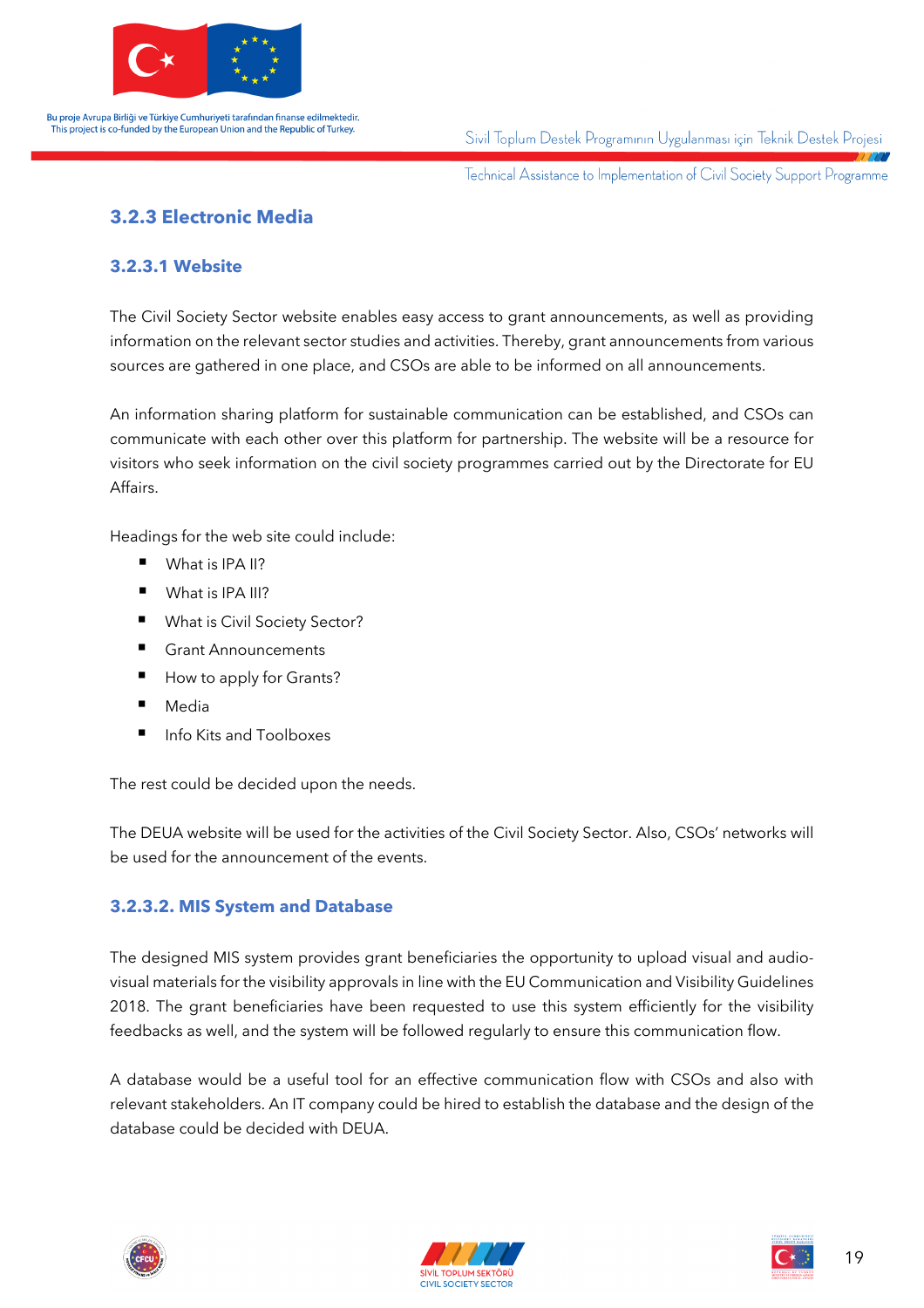### 3.2.3 Electronic Media

#### 3.2.3.1 Website

The Civil Society Sector website enables easy access to grant announcements, as well as providing information on the relevant sector studies and activities. Thereby, grant announcements from various sources are gathered in one place, and CSOs are able to be informed on all announcements.

An information sharing platform for sustainable communication can be established, and CSOs can communicate with each other over this platform for partnership. The website will be a resource for visitors who seek information on the civil society programmes carried out by the Directorate for EU Affairs.

Headings for the web site could include:

- What is IPA II?
- What is IPA III?
- What is Civil Society Sector?
- Grant Announcements
- How to apply for Grants?
- Media
- Info Kits and Toolboxes

The rest could be decided upon the needs.

The DEUA website will be used for the activities of the Civil Society Sector. Also, CSOs' networks will be used for the announcement of the events.

#### 3.2.3.2. MIS System and Database

The designed MIS system provides grant beneficiaries the opportunity to upload visual and audio-visual materials for the visibility approvals in line with the EU Communication and Visibility Guidelines 2018. The grant beneficiaries have been requested to use this system efficiently for the visibility feedbacks as well, and the system will be followed regularly to ensure this communication flow.

A database would be a useful tool for an effective communication flow with CSOs and also with relevant stakeholders. An IT company could be hired to establish the database and the design of the database could be decided with DEUA.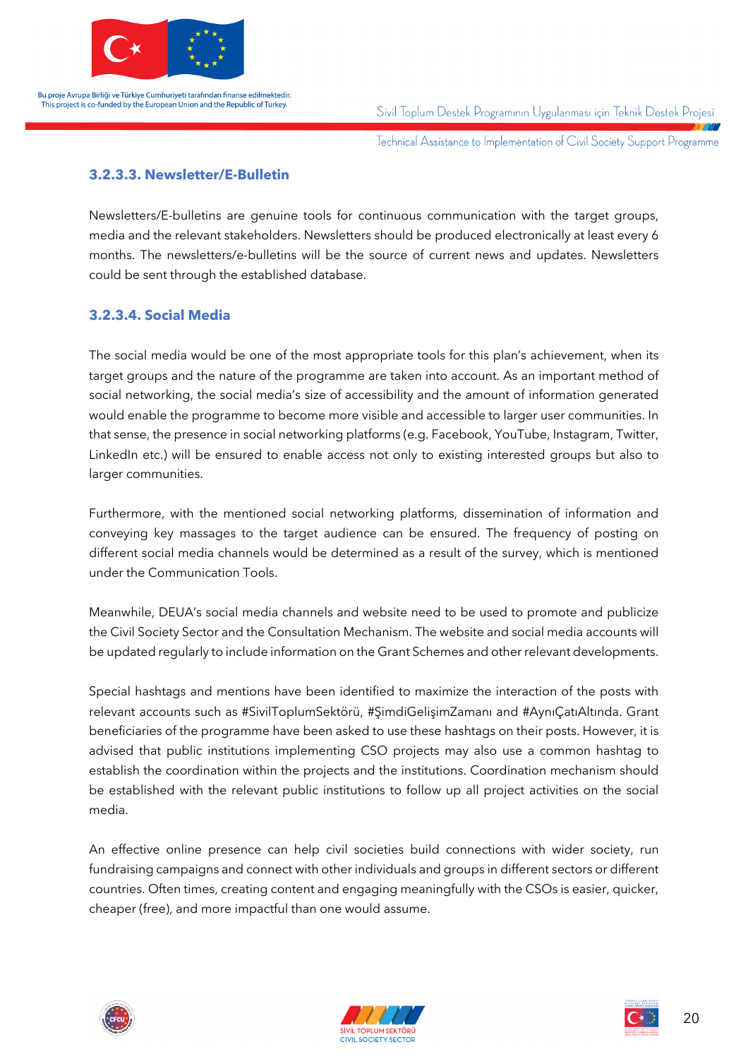### 3.2.3.3. Newsletter/E-Bulletin

Newsletters/E-bulletins are genuine tools for continuous communication with the target groups, media and the relevant stakeholders. Newsletters should be produced electronically at least every 6 months. The newsletters/e-bulletins will be the source of current news and updates. Newsletters could be sent through the established database.

### 3.2.3.4. Social Media

The social media would be one of the most appropriate tools for this plan's achievement, when its target groups and the nature of the programme are taken into account. As an important method of social networking, the social media's size of accessibility and the amount of information generated would enable the programme to become more visible and accessible to larger user communities. In that sense, the presence in social networking platforms (e.g. Facebook, YouTube, Instagram, Twitter, LinkedIn etc.) will be ensured to enable access not only to existing interested groups but also to larger communities.

Furthermore, with the mentioned social networking platforms, dissemination of information and conveying key massages to the target audience can be ensured. The frequency of posting on different social media channels would be determined as a result of the survey, which is mentioned under the Communication Tools.

Meanwhile, DEUA's social media channels and website need to be used to promote and publicize the Civil Society Sector and the Consultation Mechanism. The website and social media accounts will be updated regularly to include information on the Grant Schemes and other relevant developments.

Special hashtags and mentions have been identified to maximize the interaction of the posts with relevant accounts such as #SivilToplumSektörü, #ŞimdiGelişimZamanı and #AynıÇatıAltında. Grant beneficiaries of the programme have been asked to use these hashtags on their posts. However, it is advised that public institutions implementing CSO projects may also use a common hashtag to establish the coordination within the projects and the institutions. Coordination mechanism should be established with the relevant public institutions to follow up all project activities on the social media.

An effective online presence can help civil societies build connections with wider society, run fundraising campaigns and connect with other individuals and groups in different sectors or different countries. Often times, creating content and engaging meaningfully with the CSOs is easier, quicker, cheaper (free), and more impactful than one would assume.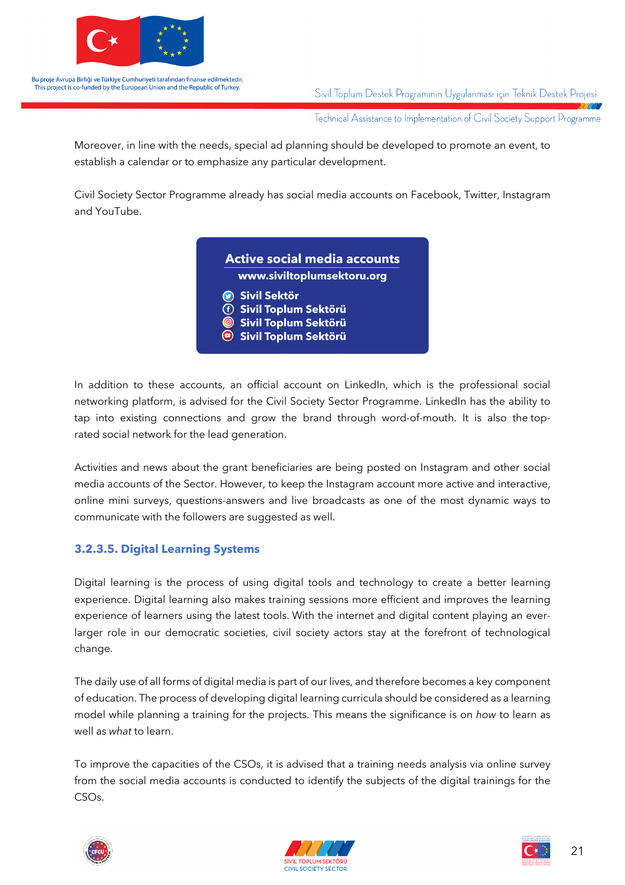Moreover, in line with the needs, special ad planning should be developed to promote an event, to establish a calendar or to emphasize any particular development.

Civil Society Sector Programme already has social media accounts on Facebook, Twitter, Instagram and YouTube.

**Active social media accounts**

**www.siviltoplumsektoru.org**

- **Sivil Sektör**
- **Sivil Toplum Sektörü**
- **Sivil Toplum Sektörü**
- **Sivil Toplum Sektörü**

In addition to these accounts, an official account on LinkedIn, which is the professional social networking platform, is advised for the Civil Society Sector Programme. LinkedIn has the ability to tap into existing connections and grow the brand through word-of-mouth. It is also the top-rated social network for the lead generation.

Activities and news about the grant beneficiaries are being posted on Instagram and other social media accounts of the Sector. However, to keep the Instagram account more active and interactive, online mini surveys, questions-answers and live broadcasts as one of the most dynamic ways to communicate with the followers are suggested as well.

### 3.2.3.5. Digital Learning Systems

Digital learning is the process of using digital tools and technology to create a better learning experience. Digital learning also makes training sessions more efficient and improves the learning experience of learners using the latest tools. With the internet and digital content playing an ever-larger role in our democratic societies, civil society actors stay at the forefront of technological change.

The daily use of all forms of digital media is part of our lives, and therefore becomes a key component of education. The process of developing digital learning curricula should be considered as a learning model while planning a training for the projects. This means the significance is on *how* to learn as well as *what* to learn.

To improve the capacities of the CSOs, it is advised that a training needs analysis via online survey from the social media accounts is conducted to identify the subjects of the digital trainings for the CSOs.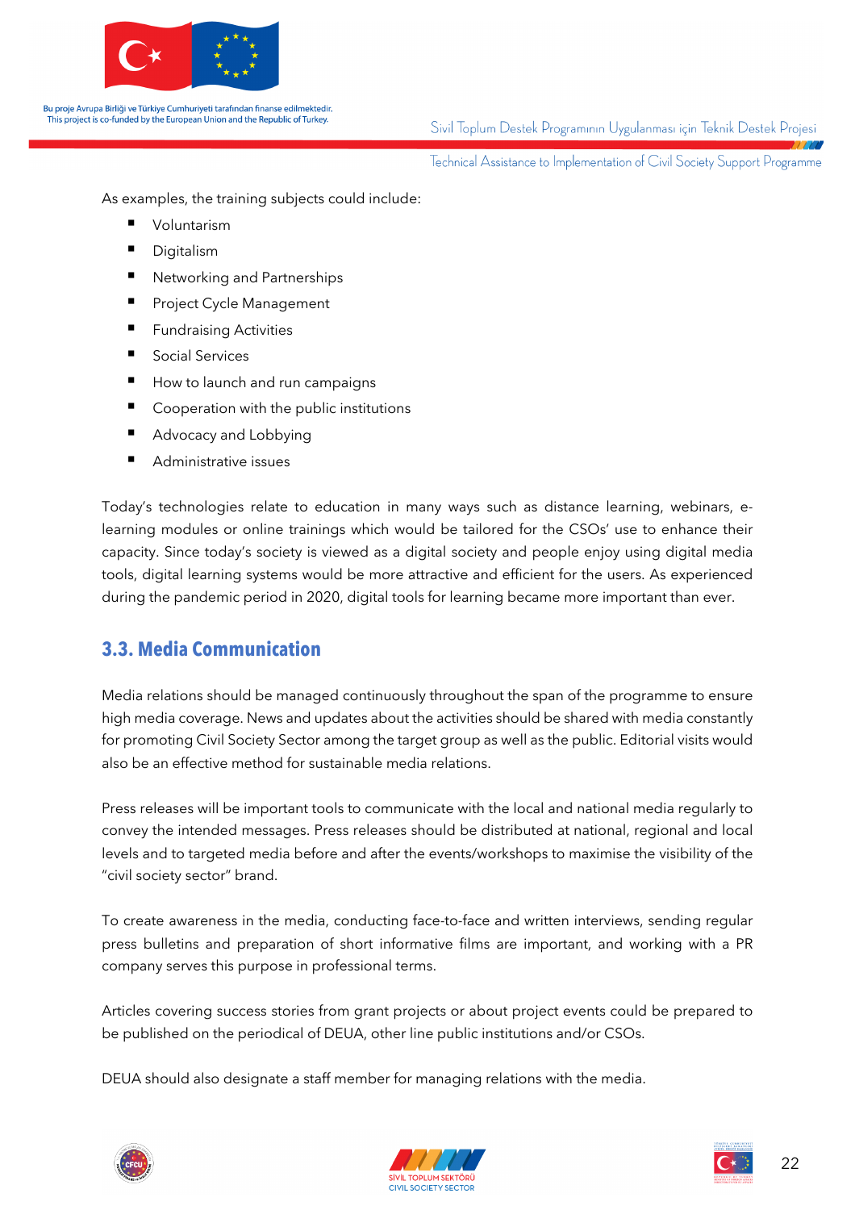As examples, the training subjects could include:

- Voluntarism
- Digitalism
- Networking and Partnerships
- Project Cycle Management
- Fundraising Activities
- Social Services
- How to launch and run campaigns
- Cooperation with the public institutions
- Advocacy and Lobbying
- Administrative issues

Today's technologies relate to education in many ways such as distance learning, webinars, e-learning modules or online trainings which would be tailored for the CSOs' use to enhance their capacity. Since today's society is viewed as a digital society and people enjoy using digital media tools, digital learning systems would be more attractive and efficient for the users. As experienced during the pandemic period in 2020, digital tools for learning became more important than ever.

## 3.3. Media Communication

Media relations should be managed continuously throughout the span of the programme to ensure high media coverage. News and updates about the activities should be shared with media constantly for promoting Civil Society Sector among the target group as well as the public. Editorial visits would also be an effective method for sustainable media relations.

Press releases will be important tools to communicate with the local and national media regularly to convey the intended messages. Press releases should be distributed at national, regional and local levels and to targeted media before and after the events/workshops to maximise the visibility of the "civil society sector" brand.

To create awareness in the media, conducting face-to-face and written interviews, sending regular press bulletins and preparation of short informative films are important, and working with a PR company serves this purpose in professional terms.

Articles covering success stories from grant projects or about project events could be prepared to be published on the periodical of DEUA, other line public institutions and/or CSOs.

DEUA should also designate a staff member for managing relations with the media.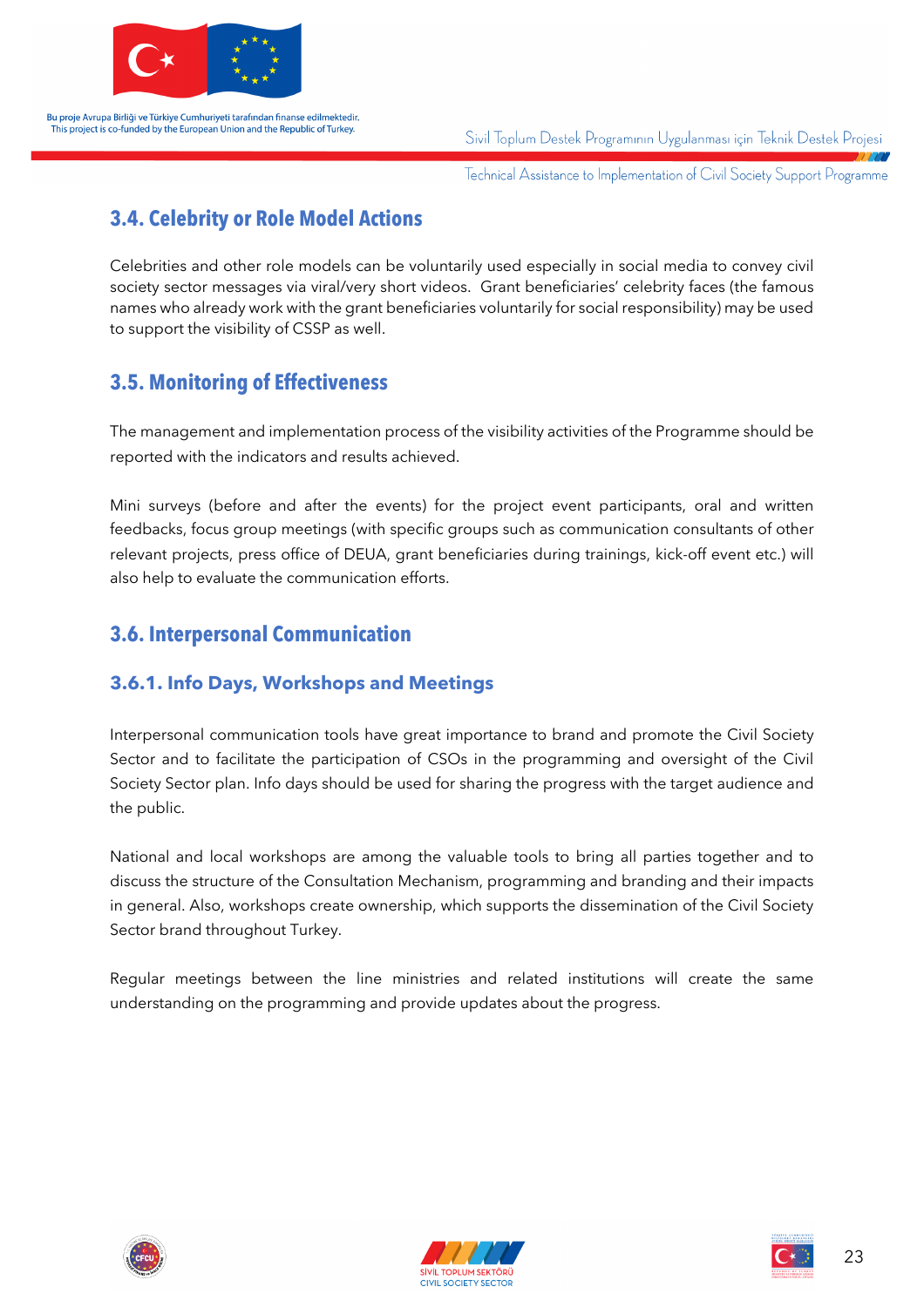## 3.4. Celebrity or Role Model Actions

Celebrities and other role models can be voluntarily used especially in social media to convey civil society sector messages via viral/very short videos. Grant beneficiaries' celebrity faces (the famous names who already work with the grant beneficiaries voluntarily for social responsibility) may be used to support the visibility of CSSP as well.

## 3.5. Monitoring of Effectiveness

The management and implementation process of the visibility activities of the Programme should be reported with the indicators and results achieved.

Mini surveys (before and after the events) for the project event participants, oral and written feedbacks, focus group meetings (with specific groups such as communication consultants of other relevant projects, press office of DEUA, grant beneficiaries during trainings, kick-off event etc.) will also help to evaluate the communication efforts.

## 3.6. Interpersonal Communication

### 3.6.1. Info Days, Workshops and Meetings

Interpersonal communication tools have great importance to brand and promote the Civil Society Sector and to facilitate the participation of CSOs in the programming and oversight of the Civil Society Sector plan. Info days should be used for sharing the progress with the target audience and the public.

National and local workshops are among the valuable tools to bring all parties together and to discuss the structure of the Consultation Mechanism, programming and branding and their impacts in general. Also, workshops create ownership, which supports the dissemination of the Civil Society Sector brand throughout Turkey.

Regular meetings between the line ministries and related institutions will create the same understanding on the programming and provide updates about the progress.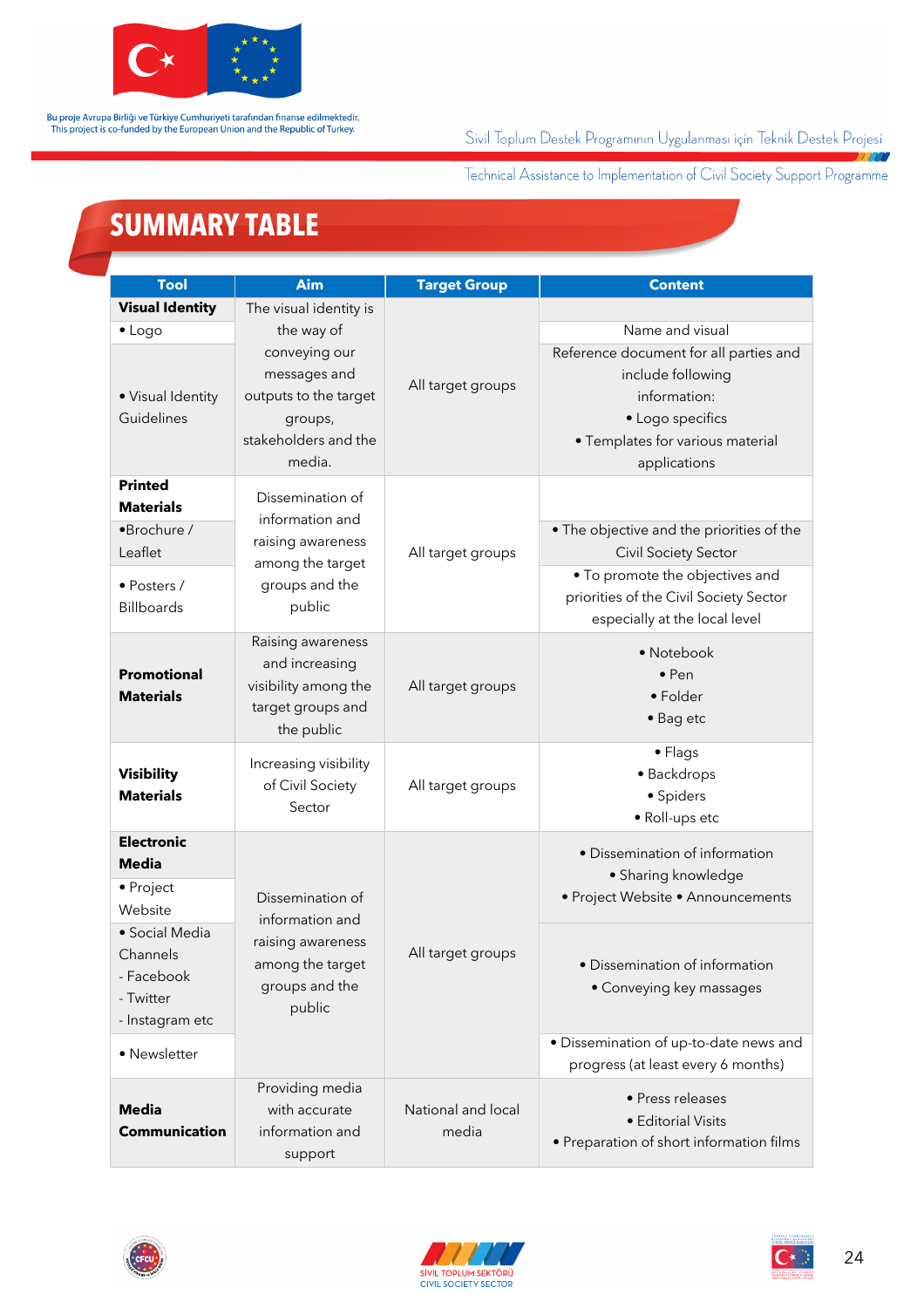# SUMMARY TABLE

| Tool | Aim | Target Group | Content |
|---|---|---|---|
| **Visual Identity** | The visual identity is the way of conveying our messages and outputs to the target groups, stakeholders and the media. | All target groups | |
| • Logo | | | Name and visual |
| • Visual Identity Guidelines | | | Reference document for all parties and include following information: • Logo specifics • Templates for various material applications |
| **Printed Materials** | Dissemination of information and raising awareness among the target groups and the public | All target groups | |
| •Brochure / Leaflet | | | • The objective and the priorities of the Civil Society Sector |
| • Posters / Billboards | | | • To promote the objectives and priorities of the Civil Society Sector especially at the local level |
| **Promotional Materials** | Raising awareness and increasing visibility among the target groups and the public | All target groups | • Notebook • Pen • Folder • Bag etc |
| **Visibility Materials** | Increasing visibility of Civil Society Sector | All target groups | • Flags • Backdrops • Spiders • Roll-ups etc |
| **Electronic Media** | Dissemination of information and raising awareness among the target groups and the public | All target groups | • Dissemination of information • Sharing knowledge • Project Website • Announcements |
| • Project Website | | | |
| • Social Media Channels - Facebook - Twitter - Instagram etc | | | • Dissemination of information • Conveying key massages |
| • Newsletter | | | • Dissemination of up-to-date news and progress (at least every 6 months) |
| **Media Communication** | Providing media with accurate information and support | National and local media | • Press releases • Editorial Visits • Preparation of short information films |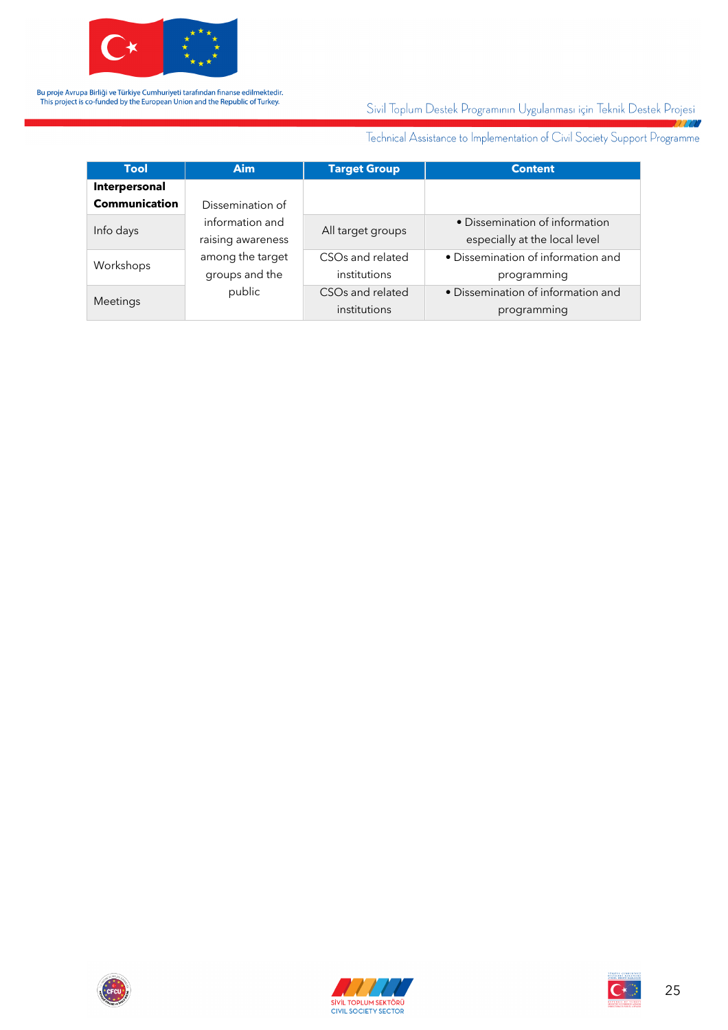| Tool | Aim | Target Group | Content |
|---|---|---|---|
| **Interpersonal Communication** | Dissemination of information and raising awareness among the target groups and the public | | |
| Info days | | All target groups | • Dissemination of information especially at the local level |
| Workshops | | CSOs and related institutions | • Dissemination of information and programming |
| Meetings | | CSOs and related institutions | • Dissemination of information and programming |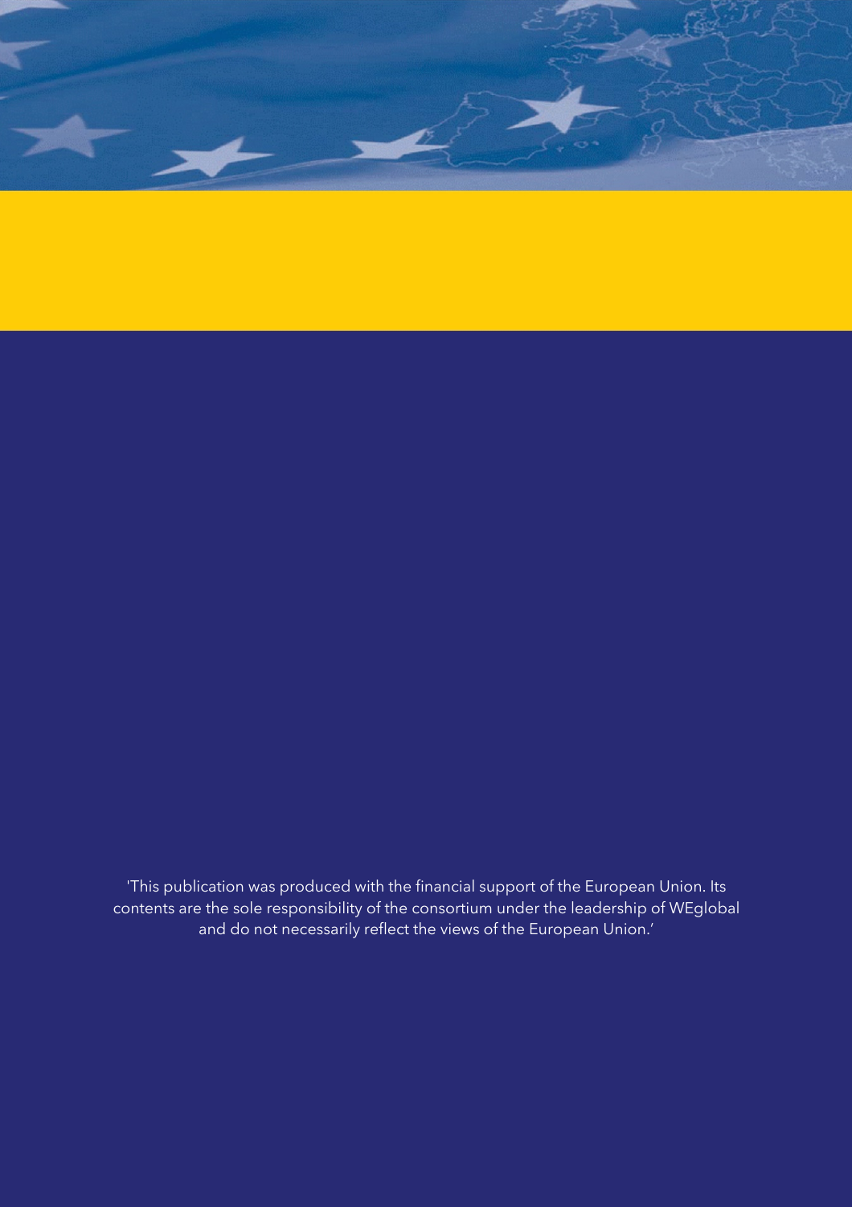'This publication was produced with the financial support of the European Union. Its contents are the sole responsibility of the consortium under the leadership of WEglobal and do not necessarily reflect the views of the European Union.'